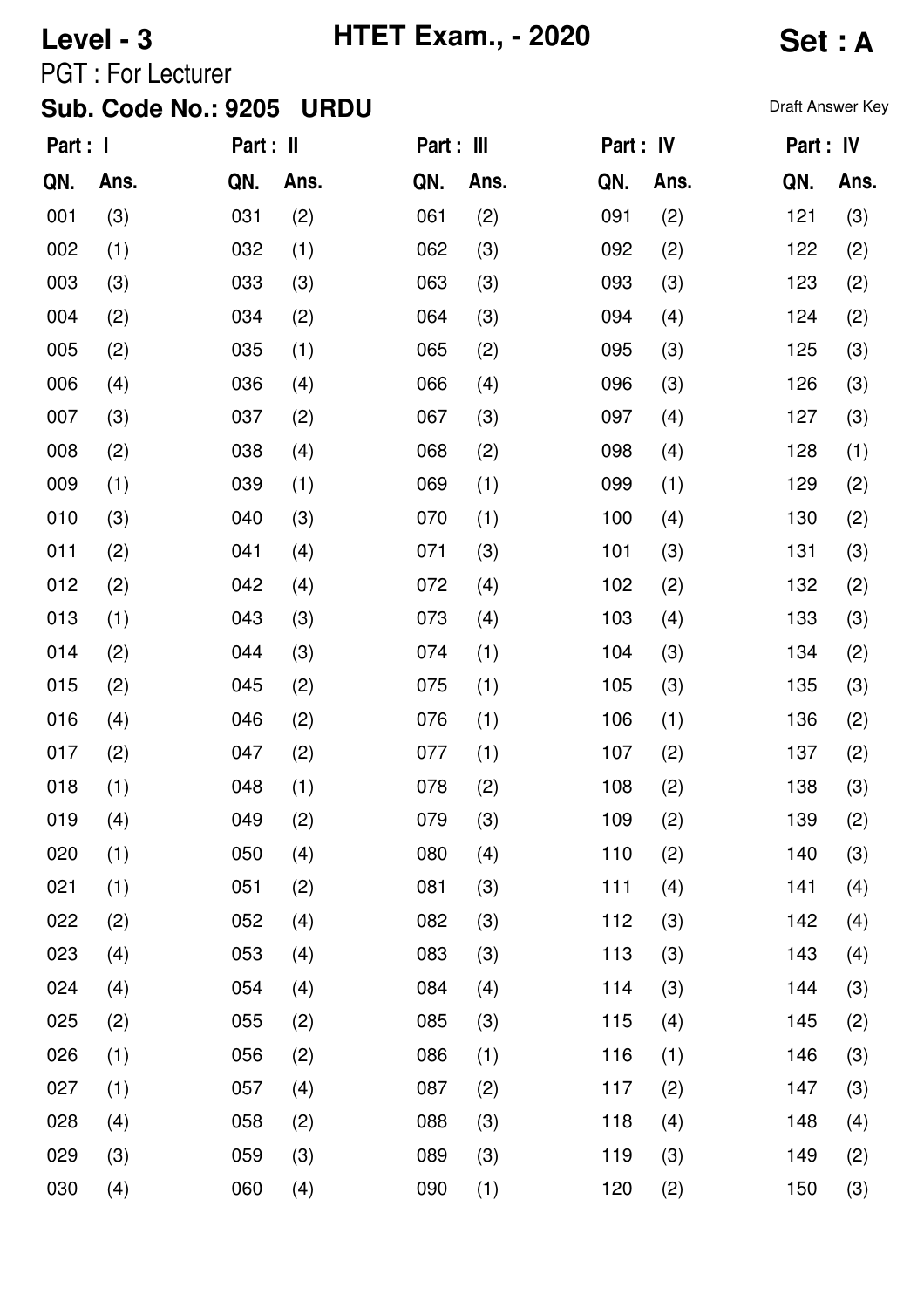**Level - 3** **HTET Exam., - 2020** **Set : A**

PGT : For Lecturer

**Sub. Code No.: 9205 URDU**

Draft Answer Key

| Part : I | | Part : II | | Part : III | | Part : IV | | Part : IV | |
|---|---|---|---|---|---|---|---|---|---|
| **QN.** | **Ans.** | **QN.** | **Ans.** | **QN.** | **Ans.** | **QN.** | **Ans.** | **QN.** | **Ans.** |
| 001 | (3) | 031 | (2) | 061 | (2) | 091 | (2) | 121 | (3) |
| 002 | (1) | 032 | (1) | 062 | (3) | 092 | (2) | 122 | (2) |
| 003 | (3) | 033 | (3) | 063 | (3) | 093 | (3) | 123 | (2) |
| 004 | (2) | 034 | (2) | 064 | (3) | 094 | (4) | 124 | (2) |
| 005 | (2) | 035 | (1) | 065 | (2) | 095 | (3) | 125 | (3) |
| 006 | (4) | 036 | (4) | 066 | (4) | 096 | (3) | 126 | (3) |
| 007 | (3) | 037 | (2) | 067 | (3) | 097 | (4) | 127 | (3) |
| 008 | (2) | 038 | (4) | 068 | (2) | 098 | (4) | 128 | (1) |
| 009 | (1) | 039 | (1) | 069 | (1) | 099 | (1) | 129 | (2) |
| 010 | (3) | 040 | (3) | 070 | (1) | 100 | (4) | 130 | (2) |
| 011 | (2) | 041 | (4) | 071 | (3) | 101 | (3) | 131 | (3) |
| 012 | (2) | 042 | (4) | 072 | (4) | 102 | (2) | 132 | (2) |
| 013 | (1) | 043 | (3) | 073 | (4) | 103 | (4) | 133 | (3) |
| 014 | (2) | 044 | (3) | 074 | (1) | 104 | (3) | 134 | (2) |
| 015 | (2) | 045 | (2) | 075 | (1) | 105 | (3) | 135 | (3) |
| 016 | (4) | 046 | (2) | 076 | (1) | 106 | (1) | 136 | (2) |
| 017 | (2) | 047 | (2) | 077 | (1) | 107 | (2) | 137 | (2) |
| 018 | (1) | 048 | (1) | 078 | (2) | 108 | (2) | 138 | (3) |
| 019 | (4) | 049 | (2) | 079 | (3) | 109 | (2) | 139 | (2) |
| 020 | (1) | 050 | (4) | 080 | (4) | 110 | (2) | 140 | (3) |
| 021 | (1) | 051 | (2) | 081 | (3) | 111 | (4) | 141 | (4) |
| 022 | (2) | 052 | (4) | 082 | (3) | 112 | (3) | 142 | (4) |
| 023 | (4) | 053 | (4) | 083 | (3) | 113 | (3) | 143 | (4) |
| 024 | (4) | 054 | (4) | 084 | (4) | 114 | (3) | 144 | (3) |
| 025 | (2) | 055 | (2) | 085 | (3) | 115 | (4) | 145 | (2) |
| 026 | (1) | 056 | (2) | 086 | (1) | 116 | (1) | 146 | (3) |
| 027 | (1) | 057 | (4) | 087 | (2) | 117 | (2) | 147 | (3) |
| 028 | (4) | 058 | (2) | 088 | (3) | 118 | (4) | 148 | (4) |
| 029 | (3) | 059 | (3) | 089 | (3) | 119 | (3) | 149 | (2) |
| 030 | (4) | 060 | (4) | 090 | (1) | 120 | (2) | 150 | (3) |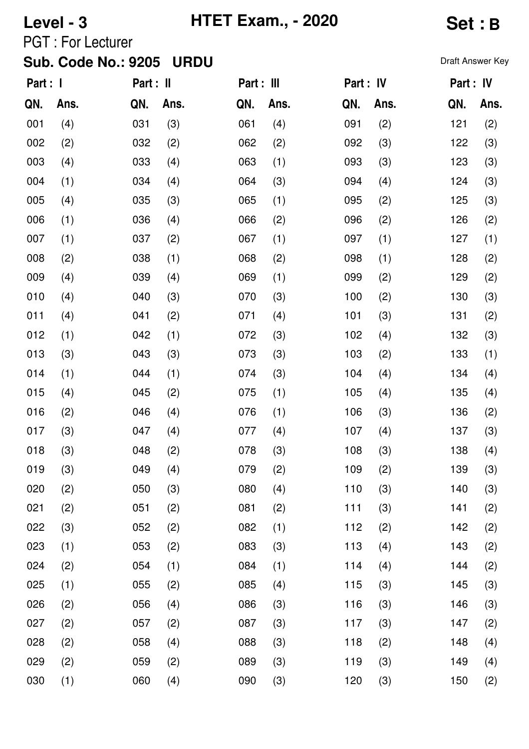**Level - 3** **HTET Exam., - 2020** **Set : B**

PGT : For Lecturer

**Sub. Code No.: 9205 URDU**

Draft Answer Key

| Part : I | | Part : II | | Part : III | | Part : IV | | Part : IV | |
|---|---|---|---|---|---|---|---|---|---|
| QN. | Ans. | QN. | Ans. | QN. | Ans. | QN. | Ans. | QN. | Ans. |
| 001 | (4) | 031 | (3) | 061 | (4) | 091 | (2) | 121 | (2) |
| 002 | (2) | 032 | (2) | 062 | (2) | 092 | (3) | 122 | (3) |
| 003 | (4) | 033 | (4) | 063 | (1) | 093 | (3) | 123 | (3) |
| 004 | (1) | 034 | (4) | 064 | (3) | 094 | (4) | 124 | (3) |
| 005 | (4) | 035 | (3) | 065 | (1) | 095 | (2) | 125 | (3) |
| 006 | (1) | 036 | (4) | 066 | (2) | 096 | (2) | 126 | (2) |
| 007 | (1) | 037 | (2) | 067 | (1) | 097 | (1) | 127 | (1) |
| 008 | (2) | 038 | (1) | 068 | (2) | 098 | (1) | 128 | (2) |
| 009 | (4) | 039 | (4) | 069 | (1) | 099 | (2) | 129 | (2) |
| 010 | (4) | 040 | (3) | 070 | (3) | 100 | (2) | 130 | (3) |
| 011 | (4) | 041 | (2) | 071 | (4) | 101 | (3) | 131 | (2) |
| 012 | (1) | 042 | (1) | 072 | (3) | 102 | (4) | 132 | (3) |
| 013 | (3) | 043 | (3) | 073 | (3) | 103 | (2) | 133 | (1) |
| 014 | (1) | 044 | (1) | 074 | (3) | 104 | (4) | 134 | (4) |
| 015 | (4) | 045 | (2) | 075 | (1) | 105 | (4) | 135 | (4) |
| 016 | (2) | 046 | (4) | 076 | (1) | 106 | (3) | 136 | (2) |
| 017 | (3) | 047 | (4) | 077 | (4) | 107 | (4) | 137 | (3) |
| 018 | (3) | 048 | (2) | 078 | (3) | 108 | (3) | 138 | (4) |
| 019 | (3) | 049 | (4) | 079 | (2) | 109 | (2) | 139 | (3) |
| 020 | (2) | 050 | (3) | 080 | (4) | 110 | (3) | 140 | (3) |
| 021 | (2) | 051 | (2) | 081 | (2) | 111 | (3) | 141 | (2) |
| 022 | (3) | 052 | (2) | 082 | (1) | 112 | (2) | 142 | (2) |
| 023 | (1) | 053 | (2) | 083 | (3) | 113 | (4) | 143 | (2) |
| 024 | (2) | 054 | (1) | 084 | (1) | 114 | (4) | 144 | (2) |
| 025 | (1) | 055 | (2) | 085 | (4) | 115 | (3) | 145 | (3) |
| 026 | (2) | 056 | (4) | 086 | (3) | 116 | (3) | 146 | (3) |
| 027 | (2) | 057 | (2) | 087 | (3) | 117 | (3) | 147 | (2) |
| 028 | (2) | 058 | (4) | 088 | (3) | 118 | (2) | 148 | (4) |
| 029 | (2) | 059 | (2) | 089 | (3) | 119 | (3) | 149 | (4) |
| 030 | (1) | 060 | (4) | 090 | (3) | 120 | (3) | 150 | (2) |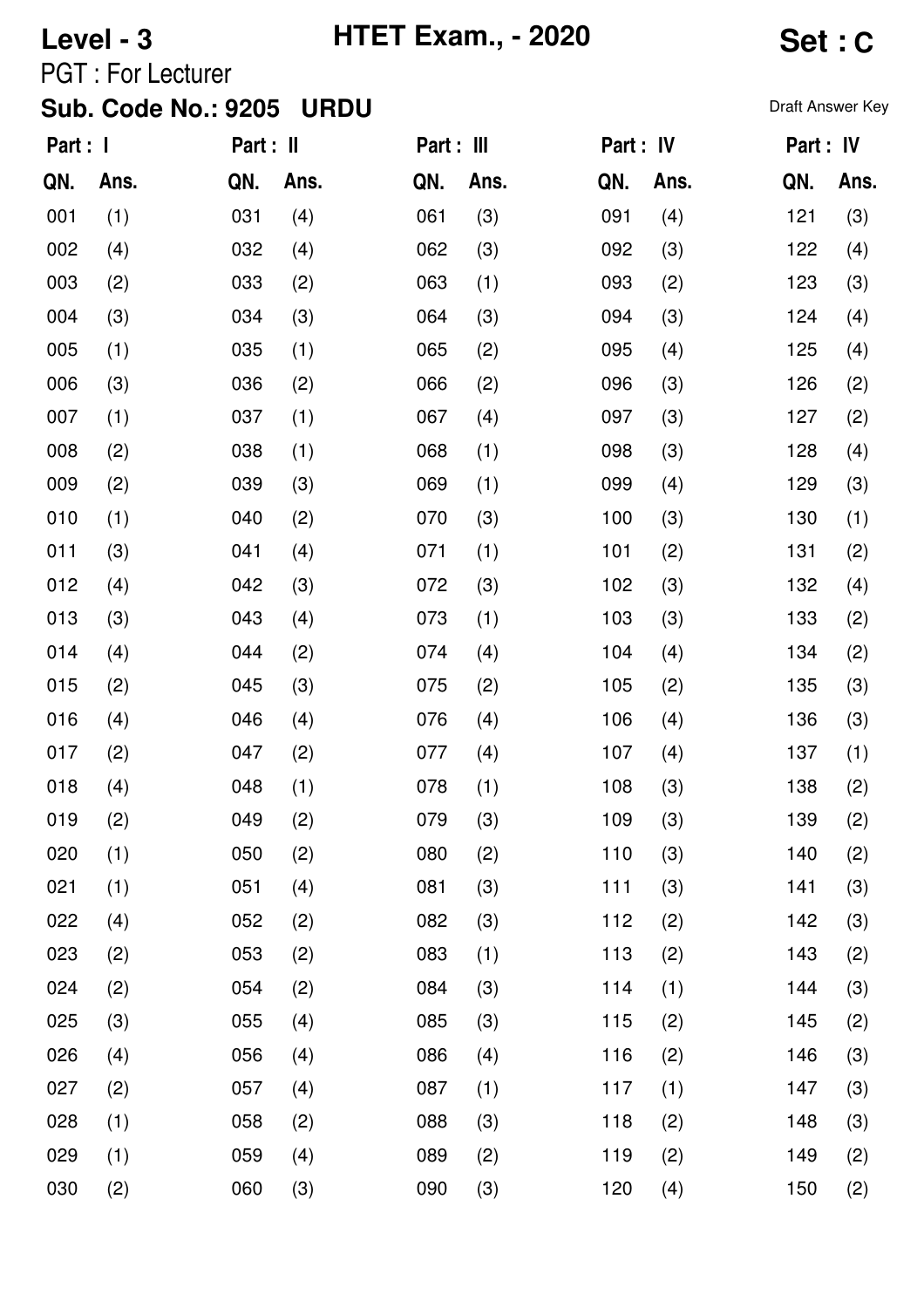**Level - 3** **HTET Exam., - 2020** **Set : C**

PGT : For Lecturer

**Sub. Code No.: 9205 URDU**

Draft Answer Key

| Part : I | | Part : II | | Part : III | | Part : IV | | Part : IV | |
|---|---|---|---|---|---|---|---|---|---|
| QN. | Ans. | QN. | Ans. | QN. | Ans. | QN. | Ans. | QN. | Ans. |
| 001 | (1) | 031 | (4) | 061 | (3) | 091 | (4) | 121 | (3) |
| 002 | (4) | 032 | (4) | 062 | (3) | 092 | (3) | 122 | (4) |
| 003 | (2) | 033 | (2) | 063 | (1) | 093 | (2) | 123 | (3) |
| 004 | (3) | 034 | (3) | 064 | (3) | 094 | (3) | 124 | (4) |
| 005 | (1) | 035 | (1) | 065 | (2) | 095 | (4) | 125 | (4) |
| 006 | (3) | 036 | (2) | 066 | (2) | 096 | (3) | 126 | (2) |
| 007 | (1) | 037 | (1) | 067 | (4) | 097 | (3) | 127 | (2) |
| 008 | (2) | 038 | (1) | 068 | (1) | 098 | (3) | 128 | (4) |
| 009 | (2) | 039 | (3) | 069 | (1) | 099 | (4) | 129 | (3) |
| 010 | (1) | 040 | (2) | 070 | (3) | 100 | (3) | 130 | (1) |
| 011 | (3) | 041 | (4) | 071 | (1) | 101 | (2) | 131 | (2) |
| 012 | (4) | 042 | (3) | 072 | (3) | 102 | (3) | 132 | (4) |
| 013 | (3) | 043 | (4) | 073 | (1) | 103 | (3) | 133 | (2) |
| 014 | (4) | 044 | (2) | 074 | (4) | 104 | (4) | 134 | (2) |
| 015 | (2) | 045 | (3) | 075 | (2) | 105 | (2) | 135 | (3) |
| 016 | (4) | 046 | (4) | 076 | (4) | 106 | (4) | 136 | (3) |
| 017 | (2) | 047 | (2) | 077 | (4) | 107 | (4) | 137 | (1) |
| 018 | (4) | 048 | (1) | 078 | (1) | 108 | (3) | 138 | (2) |
| 019 | (2) | 049 | (2) | 079 | (3) | 109 | (3) | 139 | (2) |
| 020 | (1) | 050 | (2) | 080 | (2) | 110 | (3) | 140 | (2) |
| 021 | (1) | 051 | (4) | 081 | (3) | 111 | (3) | 141 | (3) |
| 022 | (4) | 052 | (2) | 082 | (3) | 112 | (2) | 142 | (3) |
| 023 | (2) | 053 | (2) | 083 | (1) | 113 | (2) | 143 | (2) |
| 024 | (2) | 054 | (2) | 084 | (3) | 114 | (1) | 144 | (3) |
| 025 | (3) | 055 | (4) | 085 | (3) | 115 | (2) | 145 | (2) |
| 026 | (4) | 056 | (4) | 086 | (4) | 116 | (2) | 146 | (3) |
| 027 | (2) | 057 | (4) | 087 | (1) | 117 | (1) | 147 | (3) |
| 028 | (1) | 058 | (2) | 088 | (3) | 118 | (2) | 148 | (3) |
| 029 | (1) | 059 | (4) | 089 | (2) | 119 | (2) | 149 | (2) |
| 030 | (2) | 060 | (3) | 090 | (3) | 120 | (4) | 150 | (2) |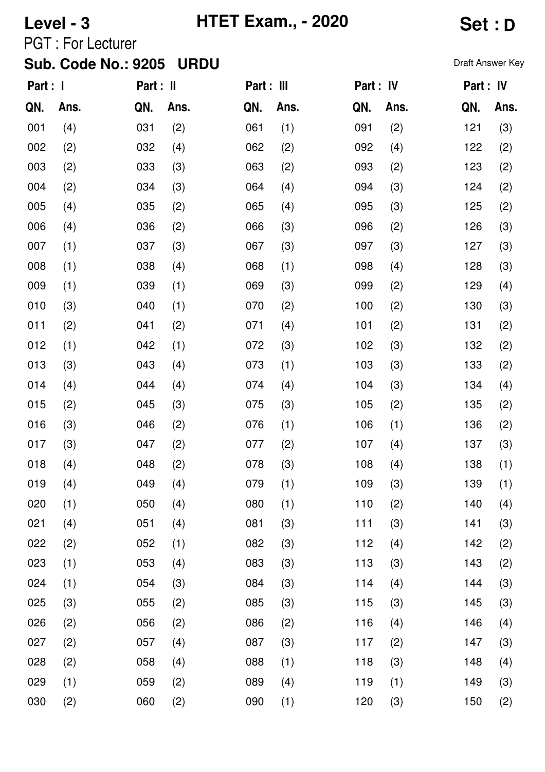# Level - 3 HTET Exam., - 2020 Set : D

PGT : For Lecturer

**Sub. Code No.: 9205 URDU**

Draft Answer Key

| Part : I | | Part : II | | Part : III | | Part : IV | | Part : IV | |
|---|---|---|---|---|---|---|---|---|---|
| QN. | Ans. | QN. | Ans. | QN. | Ans. | QN. | Ans. | QN. | Ans. |
| 001 | (4) | 031 | (2) | 061 | (1) | 091 | (2) | 121 | (3) |
| 002 | (2) | 032 | (4) | 062 | (2) | 092 | (4) | 122 | (2) |
| 003 | (2) | 033 | (3) | 063 | (2) | 093 | (2) | 123 | (2) |
| 004 | (2) | 034 | (3) | 064 | (4) | 094 | (3) | 124 | (2) |
| 005 | (4) | 035 | (2) | 065 | (4) | 095 | (3) | 125 | (2) |
| 006 | (4) | 036 | (2) | 066 | (3) | 096 | (2) | 126 | (3) |
| 007 | (1) | 037 | (3) | 067 | (3) | 097 | (3) | 127 | (3) |
| 008 | (1) | 038 | (4) | 068 | (1) | 098 | (4) | 128 | (3) |
| 009 | (1) | 039 | (1) | 069 | (3) | 099 | (2) | 129 | (4) |
| 010 | (3) | 040 | (1) | 070 | (2) | 100 | (2) | 130 | (3) |
| 011 | (2) | 041 | (2) | 071 | (4) | 101 | (2) | 131 | (2) |
| 012 | (1) | 042 | (1) | 072 | (3) | 102 | (3) | 132 | (2) |
| 013 | (3) | 043 | (4) | 073 | (1) | 103 | (3) | 133 | (2) |
| 014 | (4) | 044 | (4) | 074 | (4) | 104 | (3) | 134 | (4) |
| 015 | (2) | 045 | (3) | 075 | (3) | 105 | (2) | 135 | (2) |
| 016 | (3) | 046 | (2) | 076 | (1) | 106 | (1) | 136 | (2) |
| 017 | (3) | 047 | (2) | 077 | (2) | 107 | (4) | 137 | (3) |
| 018 | (4) | 048 | (2) | 078 | (3) | 108 | (4) | 138 | (1) |
| 019 | (4) | 049 | (4) | 079 | (1) | 109 | (3) | 139 | (1) |
| 020 | (1) | 050 | (4) | 080 | (1) | 110 | (2) | 140 | (4) |
| 021 | (4) | 051 | (4) | 081 | (3) | 111 | (3) | 141 | (3) |
| 022 | (2) | 052 | (1) | 082 | (3) | 112 | (4) | 142 | (2) |
| 023 | (1) | 053 | (4) | 083 | (3) | 113 | (3) | 143 | (2) |
| 024 | (1) | 054 | (3) | 084 | (3) | 114 | (4) | 144 | (3) |
| 025 | (3) | 055 | (2) | 085 | (3) | 115 | (3) | 145 | (3) |
| 026 | (2) | 056 | (2) | 086 | (2) | 116 | (4) | 146 | (4) |
| 027 | (2) | 057 | (4) | 087 | (3) | 117 | (2) | 147 | (3) |
| 028 | (2) | 058 | (4) | 088 | (1) | 118 | (3) | 148 | (4) |
| 029 | (1) | 059 | (2) | 089 | (4) | 119 | (1) | 149 | (3) |
| 030 | (2) | 060 | (2) | 090 | (1) | 120 | (3) | 150 | (2) |